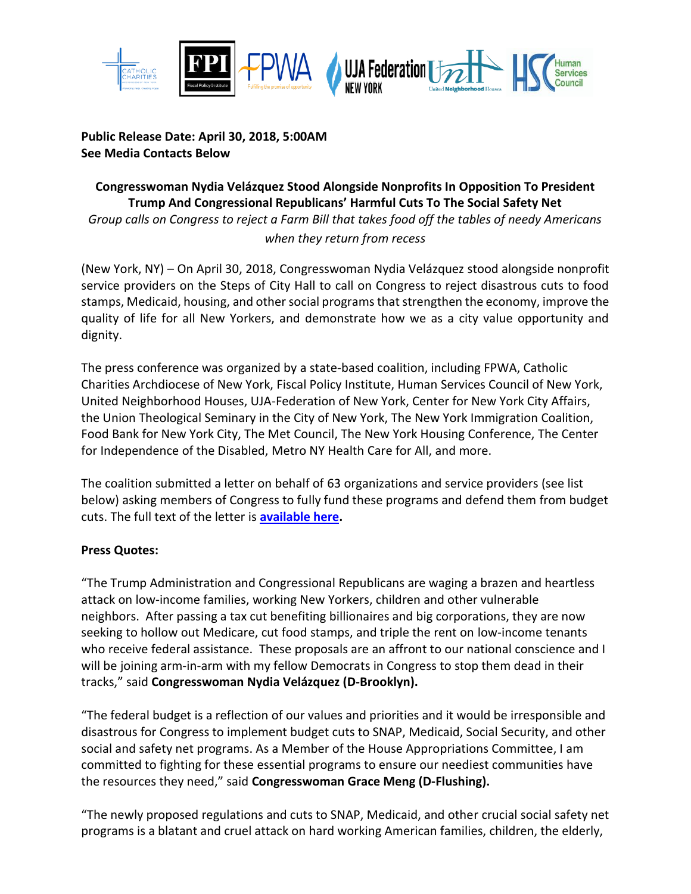**Public Release Date: April 30, 2018, 5:00AM**
**See Media Contacts Below**

**Congresswoman Nydia Velázquez Stood Alongside Nonprofits In Opposition To President Trump And Congressional Republicans' Harmful Cuts To The Social Safety Net**

*Group calls on Congress to reject a Farm Bill that takes food off the tables of needy Americans when they return from recess*

(New York, NY) – On April 30, 2018, Congresswoman Nydia Velázquez stood alongside nonprofit service providers on the Steps of City Hall to call on Congress to reject disastrous cuts to food stamps, Medicaid, housing, and other social programs that strengthen the economy, improve the quality of life for all New Yorkers, and demonstrate how we as a city value opportunity and dignity.

The press conference was organized by a state-based coalition, including FPWA, Catholic Charities Archdiocese of New York, Fiscal Policy Institute, Human Services Council of New York, United Neighborhood Houses, UJA-Federation of New York, Center for New York City Affairs, the Union Theological Seminary in the City of New York, The New York Immigration Coalition, Food Bank for New York City, The Met Council, The New York Housing Conference, The Center for Independence of the Disabled, Metro NY Health Care for All, and more.

The coalition submitted a letter on behalf of 63 organizations and service providers (see list below) asking members of Congress to fully fund these programs and defend them from budget cuts. The full text of the letter is **available here.**

**Press Quotes:**

"The Trump Administration and Congressional Republicans are waging a brazen and heartless attack on low-income families, working New Yorkers, children and other vulnerable neighbors. After passing a tax cut benefiting billionaires and big corporations, they are now seeking to hollow out Medicare, cut food stamps, and triple the rent on low-income tenants who receive federal assistance. These proposals are an affront to our national conscience and I will be joining arm-in-arm with my fellow Democrats in Congress to stop them dead in their tracks," said **Congresswoman Nydia Velázquez (D-Brooklyn).**

"The federal budget is a reflection of our values and priorities and it would be irresponsible and disastrous for Congress to implement budget cuts to SNAP, Medicaid, Social Security, and other social and safety net programs. As a Member of the House Appropriations Committee, I am committed to fighting for these essential programs to ensure our neediest communities have the resources they need," said **Congresswoman Grace Meng (D-Flushing).**

"The newly proposed regulations and cuts to SNAP, Medicaid, and other crucial social safety net programs is a blatant and cruel attack on hard working American families, children, the elderly,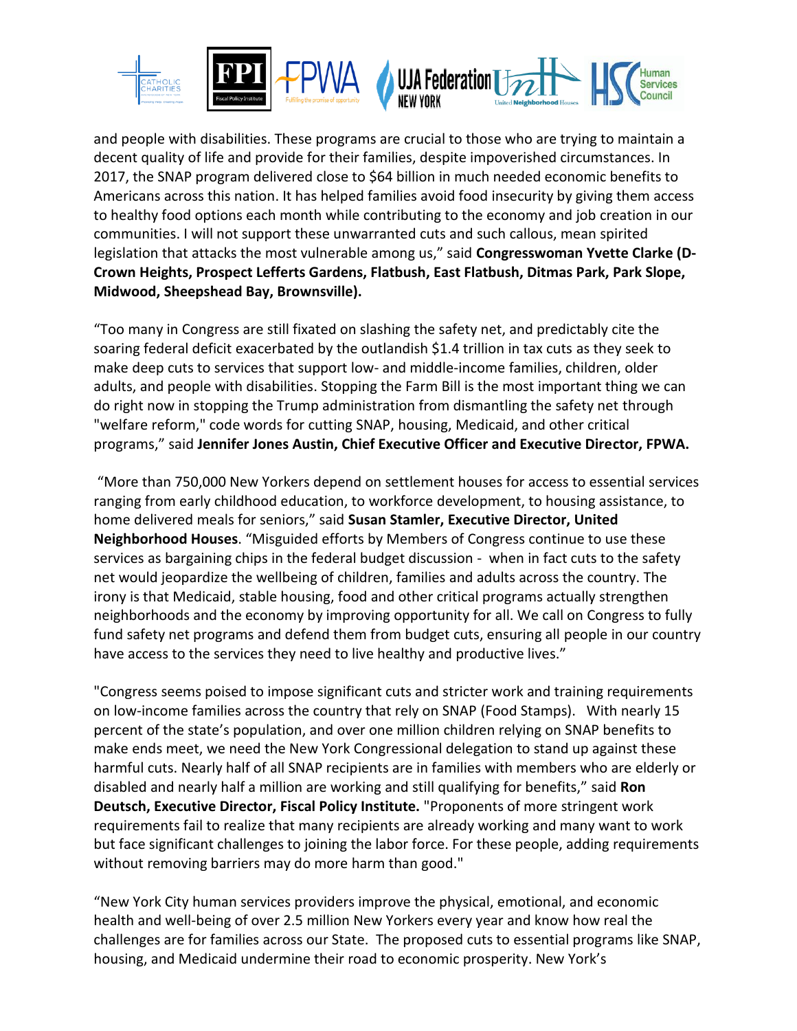and people with disabilities. These programs are crucial to those who are trying to maintain a decent quality of life and provide for their families, despite impoverished circumstances. In 2017, the SNAP program delivered close to $64 billion in much needed economic benefits to Americans across this nation. It has helped families avoid food insecurity by giving them access to healthy food options each month while contributing to the economy and job creation in our communities. I will not support these unwarranted cuts and such callous, mean spirited legislation that attacks the most vulnerable among us," said **Congresswoman Yvette Clarke (D-Crown Heights, Prospect Lefferts Gardens, Flatbush, East Flatbush, Ditmas Park, Park Slope, Midwood, Sheepshead Bay, Brownsville).**

"Too many in Congress are still fixated on slashing the safety net, and predictably cite the soaring federal deficit exacerbated by the outlandish $1.4 trillion in tax cuts as they seek to make deep cuts to services that support low- and middle-income families, children, older adults, and people with disabilities. Stopping the Farm Bill is the most important thing we can do right now in stopping the Trump administration from dismantling the safety net through "welfare reform," code words for cutting SNAP, housing, Medicaid, and other critical programs," said **Jennifer Jones Austin, Chief Executive Officer and Executive Director, FPWA.**

"More than 750,000 New Yorkers depend on settlement houses for access to essential services ranging from early childhood education, to workforce development, to housing assistance, to home delivered meals for seniors," said **Susan Stamler, Executive Director, United Neighborhood Houses**. "Misguided efforts by Members of Congress continue to use these services as bargaining chips in the federal budget discussion - when in fact cuts to the safety net would jeopardize the wellbeing of children, families and adults across the country. The irony is that Medicaid, stable housing, food and other critical programs actually strengthen neighborhoods and the economy by improving opportunity for all. We call on Congress to fully fund safety net programs and defend them from budget cuts, ensuring all people in our country have access to the services they need to live healthy and productive lives."

"Congress seems poised to impose significant cuts and stricter work and training requirements on low-income families across the country that rely on SNAP (Food Stamps). With nearly 15 percent of the state's population, and over one million children relying on SNAP benefits to make ends meet, we need the New York Congressional delegation to stand up against these harmful cuts. Nearly half of all SNAP recipients are in families with members who are elderly or disabled and nearly half a million are working and still qualifying for benefits," said **Ron Deutsch, Executive Director, Fiscal Policy Institute.** "Proponents of more stringent work requirements fail to realize that many recipients are already working and many want to work but face significant challenges to joining the labor force. For these people, adding requirements without removing barriers may do more harm than good."

"New York City human services providers improve the physical, emotional, and economic health and well-being of over 2.5 million New Yorkers every year and know how real the challenges are for families across our State. The proposed cuts to essential programs like SNAP, housing, and Medicaid undermine their road to economic prosperity. New York's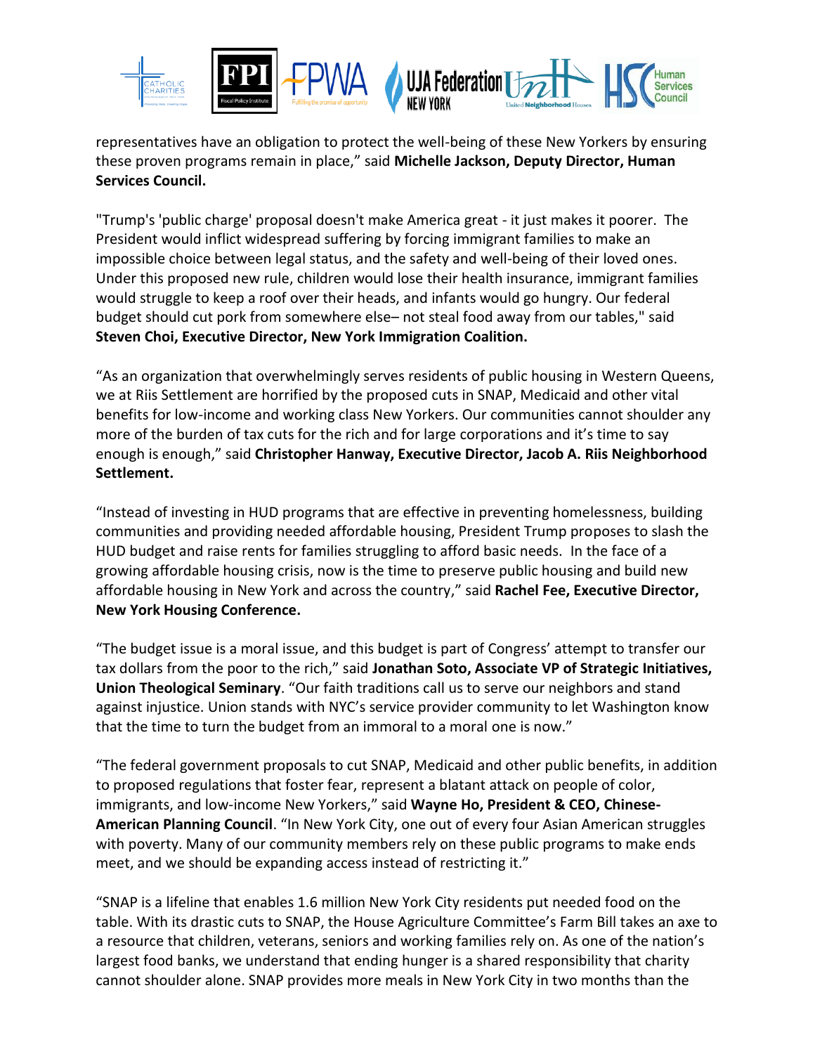representatives have an obligation to protect the well-being of these New Yorkers by ensuring these proven programs remain in place," said **Michelle Jackson, Deputy Director, Human Services Council.**

"Trump's 'public charge' proposal doesn't make America great - it just makes it poorer. The President would inflict widespread suffering by forcing immigrant families to make an impossible choice between legal status, and the safety and well-being of their loved ones. Under this proposed new rule, children would lose their health insurance, immigrant families would struggle to keep a roof over their heads, and infants would go hungry. Our federal budget should cut pork from somewhere else– not steal food away from our tables," said **Steven Choi, Executive Director, New York Immigration Coalition.**

"As an organization that overwhelmingly serves residents of public housing in Western Queens, we at Riis Settlement are horrified by the proposed cuts in SNAP, Medicaid and other vital benefits for low-income and working class New Yorkers. Our communities cannot shoulder any more of the burden of tax cuts for the rich and for large corporations and it's time to say enough is enough," said **Christopher Hanway, Executive Director, Jacob A. Riis Neighborhood Settlement.**

"Instead of investing in HUD programs that are effective in preventing homelessness, building communities and providing needed affordable housing, President Trump proposes to slash the HUD budget and raise rents for families struggling to afford basic needs. In the face of a growing affordable housing crisis, now is the time to preserve public housing and build new affordable housing in New York and across the country," said **Rachel Fee, Executive Director, New York Housing Conference.**

"The budget issue is a moral issue, and this budget is part of Congress' attempt to transfer our tax dollars from the poor to the rich," said **Jonathan Soto, Associate VP of Strategic Initiatives, Union Theological Seminary**. "Our faith traditions call us to serve our neighbors and stand against injustice. Union stands with NYC's service provider community to let Washington know that the time to turn the budget from an immoral to a moral one is now."

"The federal government proposals to cut SNAP, Medicaid and other public benefits, in addition to proposed regulations that foster fear, represent a blatant attack on people of color, immigrants, and low-income New Yorkers," said **Wayne Ho, President & CEO, Chinese-American Planning Council**. "In New York City, one out of every four Asian American struggles with poverty. Many of our community members rely on these public programs to make ends meet, and we should be expanding access instead of restricting it."

"SNAP is a lifeline that enables 1.6 million New York City residents put needed food on the table. With its drastic cuts to SNAP, the House Agriculture Committee's Farm Bill takes an axe to a resource that children, veterans, seniors and working families rely on. As one of the nation's largest food banks, we understand that ending hunger is a shared responsibility that charity cannot shoulder alone. SNAP provides more meals in New York City in two months than the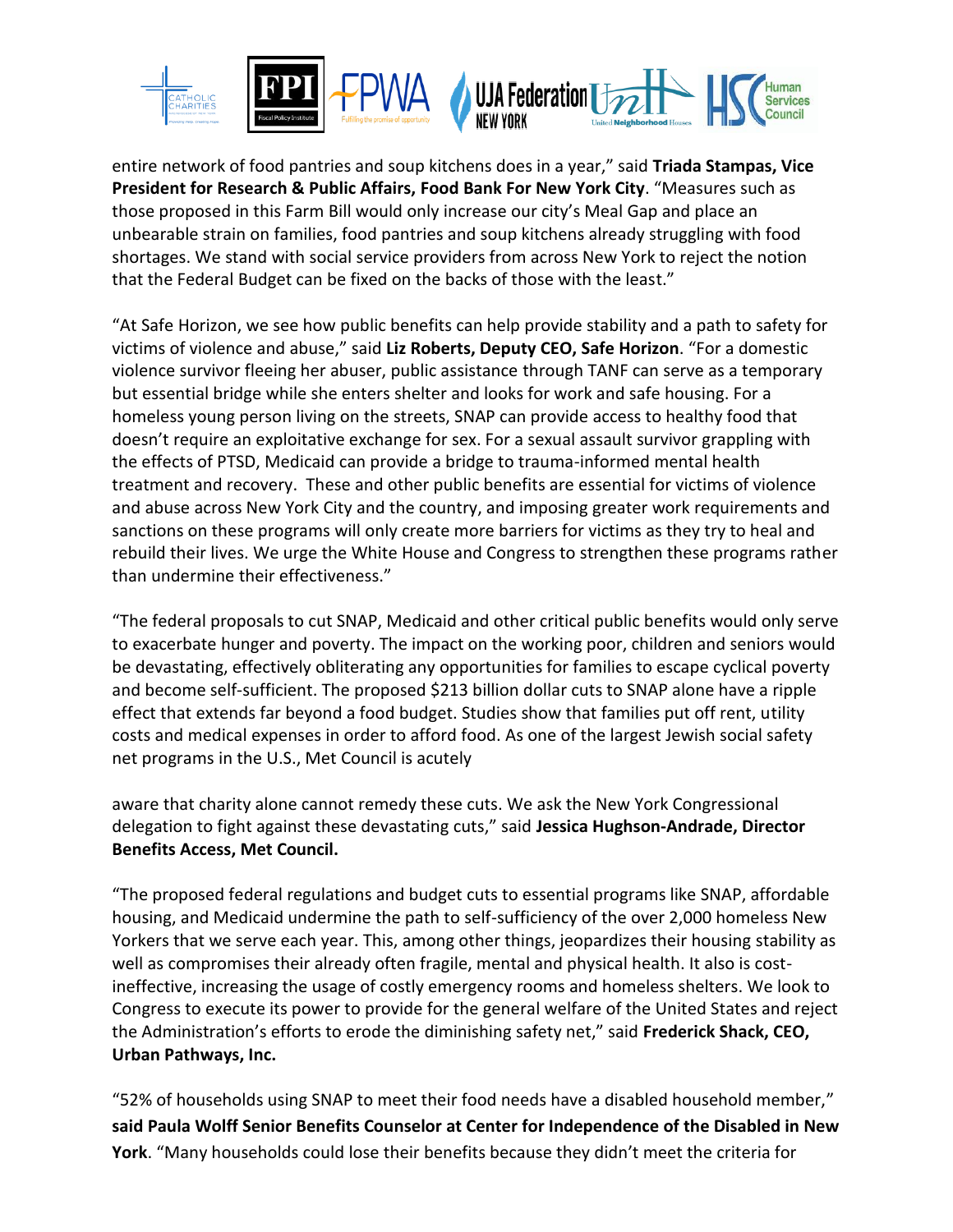entire network of food pantries and soup kitchens does in a year," said **Triada Stampas, Vice President for Research & Public Affairs, Food Bank For New York City**. "Measures such as those proposed in this Farm Bill would only increase our city's Meal Gap and place an unbearable strain on families, food pantries and soup kitchens already struggling with food shortages. We stand with social service providers from across New York to reject the notion that the Federal Budget can be fixed on the backs of those with the least."

"At Safe Horizon, we see how public benefits can help provide stability and a path to safety for victims of violence and abuse," said **Liz Roberts, Deputy CEO, Safe Horizon**. "For a domestic violence survivor fleeing her abuser, public assistance through TANF can serve as a temporary but essential bridge while she enters shelter and looks for work and safe housing. For a homeless young person living on the streets, SNAP can provide access to healthy food that doesn't require an exploitative exchange for sex. For a sexual assault survivor grappling with the effects of PTSD, Medicaid can provide a bridge to trauma-informed mental health treatment and recovery. These and other public benefits are essential for victims of violence and abuse across New York City and the country, and imposing greater work requirements and sanctions on these programs will only create more barriers for victims as they try to heal and rebuild their lives. We urge the White House and Congress to strengthen these programs rather than undermine their effectiveness."

"The federal proposals to cut SNAP, Medicaid and other critical public benefits would only serve to exacerbate hunger and poverty. The impact on the working poor, children and seniors would be devastating, effectively obliterating any opportunities for families to escape cyclical poverty and become self-sufficient. The proposed $213 billion dollar cuts to SNAP alone have a ripple effect that extends far beyond a food budget. Studies show that families put off rent, utility costs and medical expenses in order to afford food. As one of the largest Jewish social safety net programs in the U.S., Met Council is acutely

aware that charity alone cannot remedy these cuts. We ask the New York Congressional delegation to fight against these devastating cuts," said **Jessica Hughson-Andrade, Director Benefits Access, Met Council.**

"The proposed federal regulations and budget cuts to essential programs like SNAP, affordable housing, and Medicaid undermine the path to self-sufficiency of the over 2,000 homeless New Yorkers that we serve each year. This, among other things, jeopardizes their housing stability as well as compromises their already often fragile, mental and physical health. It also is cost-ineffective, increasing the usage of costly emergency rooms and homeless shelters. We look to Congress to execute its power to provide for the general welfare of the United States and reject the Administration's efforts to erode the diminishing safety net," said **Frederick Shack, CEO, Urban Pathways, Inc.**

"52% of households using SNAP to meet their food needs have a disabled household member," **said Paula Wolff Senior Benefits Counselor at Center for Independence of the Disabled in New York**. "Many households could lose their benefits because they didn't meet the criteria for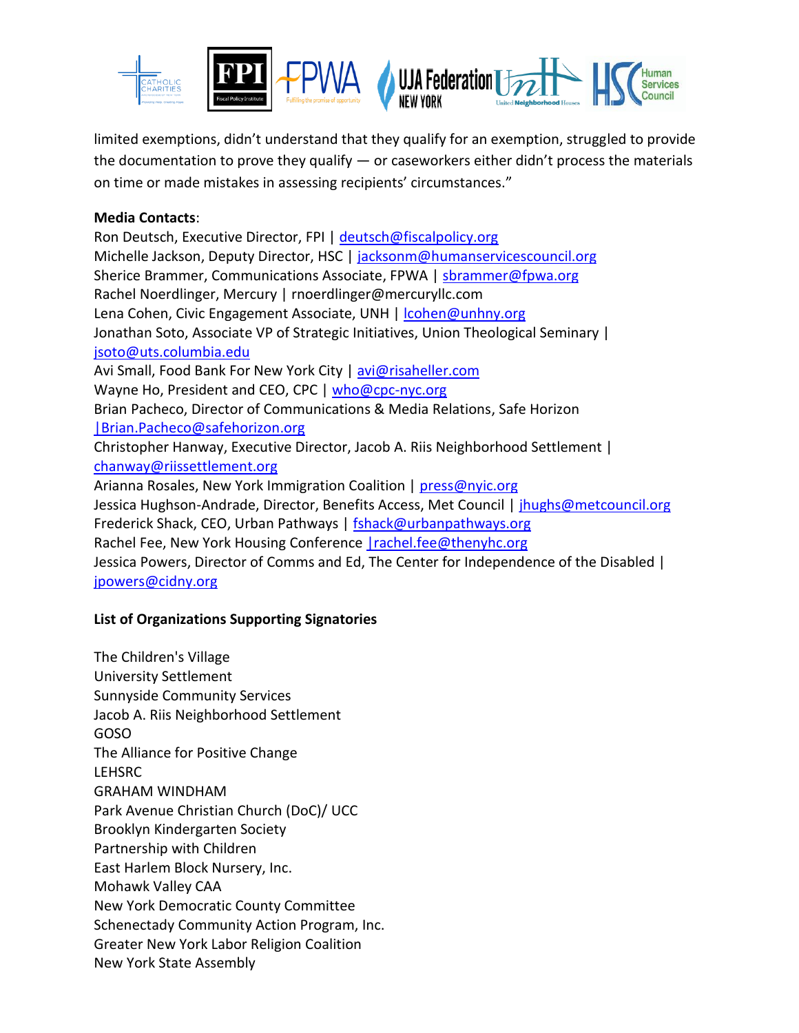limited exemptions, didn't understand that they qualify for an exemption, struggled to provide the documentation to prove they qualify — or caseworkers either didn't process the materials on time or made mistakes in assessing recipients' circumstances."

**Media Contacts**:
Ron Deutsch, Executive Director, FPI | deutsch@fiscalpolicy.org
Michelle Jackson, Deputy Director, HSC | jacksonm@humanservicescouncil.org
Sherice Brammer, Communications Associate, FPWA | sbrammer@fpwa.org
Rachel Noerdlinger, Mercury | rnoerdlinger@mercuryllc.com
Lena Cohen, Civic Engagement Associate, UNH | lcohen@unhny.org
Jonathan Soto, Associate VP of Strategic Initiatives, Union Theological Seminary | jsoto@uts.columbia.edu
Avi Small, Food Bank For New York City | avi@risaheller.com
Wayne Ho, President and CEO, CPC | who@cpc-nyc.org
Brian Pacheco, Director of Communications & Media Relations, Safe Horizon |Brian.Pacheco@safehorizon.org
Christopher Hanway, Executive Director, Jacob A. Riis Neighborhood Settlement | chanway@riissettlement.org
Arianna Rosales, New York Immigration Coalition | press@nyic.org
Jessica Hughson-Andrade, Director, Benefits Access, Met Council | jhughs@metcouncil.org
Frederick Shack, CEO, Urban Pathways | fshack@urbanpathways.org
Rachel Fee, New York Housing Conference |rachel.fee@thenyhc.org
Jessica Powers, Director of Comms and Ed, The Center for Independence of the Disabled | jpowers@cidny.org

**List of Organizations Supporting Signatories**

The Children's Village
University Settlement
Sunnyside Community Services
Jacob A. Riis Neighborhood Settlement
GOSO
The Alliance for Positive Change
LEHSRC
GRAHAM WINDHAM
Park Avenue Christian Church (DoC)/ UCC
Brooklyn Kindergarten Society
Partnership with Children
East Harlem Block Nursery, Inc.
Mohawk Valley CAA
New York Democratic County Committee
Schenectady Community Action Program, Inc.
Greater New York Labor Religion Coalition
New York State Assembly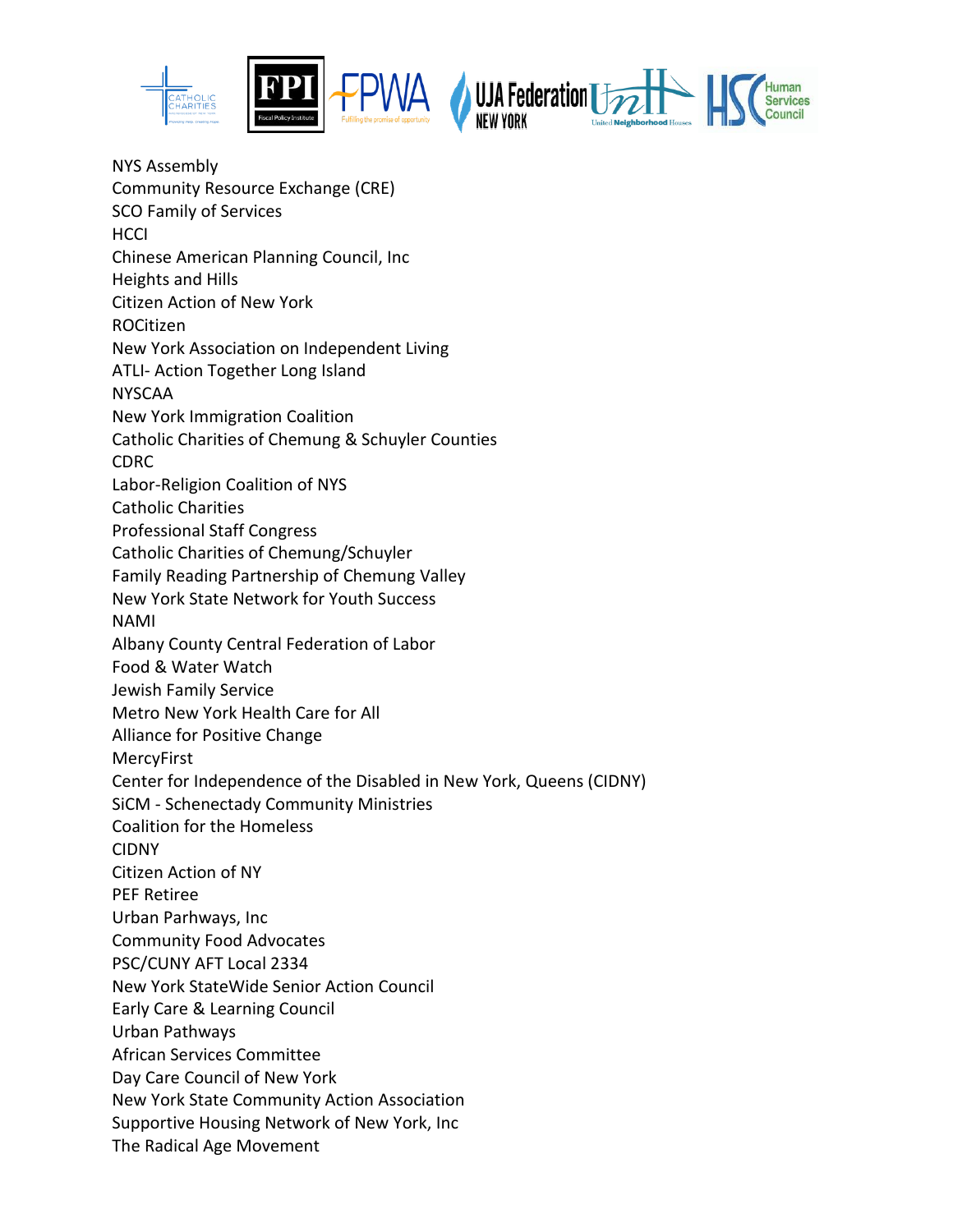NYS Assembly
Community Resource Exchange (CRE)
SCO Family of Services
HCCI
Chinese American Planning Council, Inc
Heights and Hills
Citizen Action of New York
ROCitizen
New York Association on Independent Living
ATLI- Action Together Long Island
NYSCAA
New York Immigration Coalition
Catholic Charities of Chemung & Schuyler Counties
CDRC
Labor-Religion Coalition of NYS
Catholic Charities
Professional Staff Congress
Catholic Charities of Chemung/Schuyler
Family Reading Partnership of Chemung Valley
New York State Network for Youth Success
NAMI
Albany County Central Federation of Labor
Food & Water Watch
Jewish Family Service
Metro New York Health Care for All
Alliance for Positive Change
MercyFirst
Center for Independence of the Disabled in New York, Queens (CIDNY)
SiCM - Schenectady Community Ministries
Coalition for the Homeless
CIDNY
Citizen Action of NY
PEF Retiree
Urban Parhways, Inc
Community Food Advocates
PSC/CUNY AFT Local 2334
New York StateWide Senior Action Council
Early Care & Learning Council
Urban Pathways
African Services Committee
Day Care Council of New York
New York State Community Action Association
Supportive Housing Network of New York, Inc
The Radical Age Movement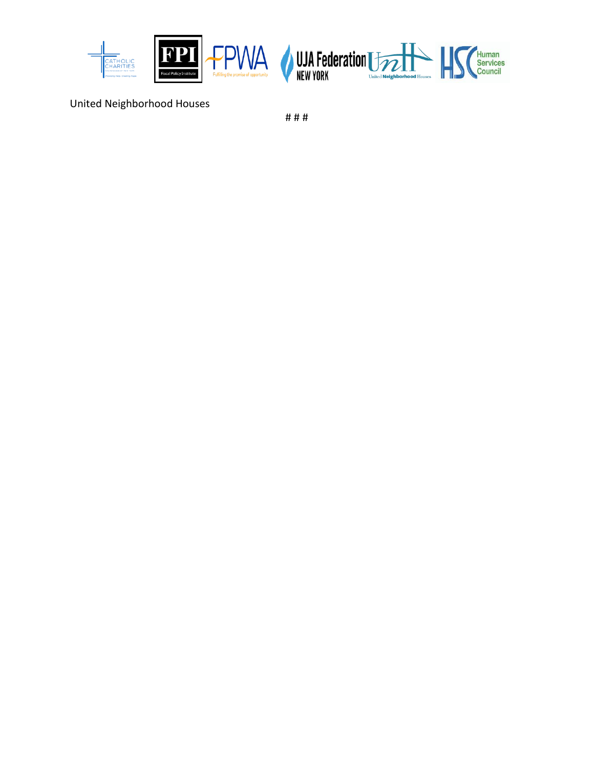United Neighborhood Houses

# # #